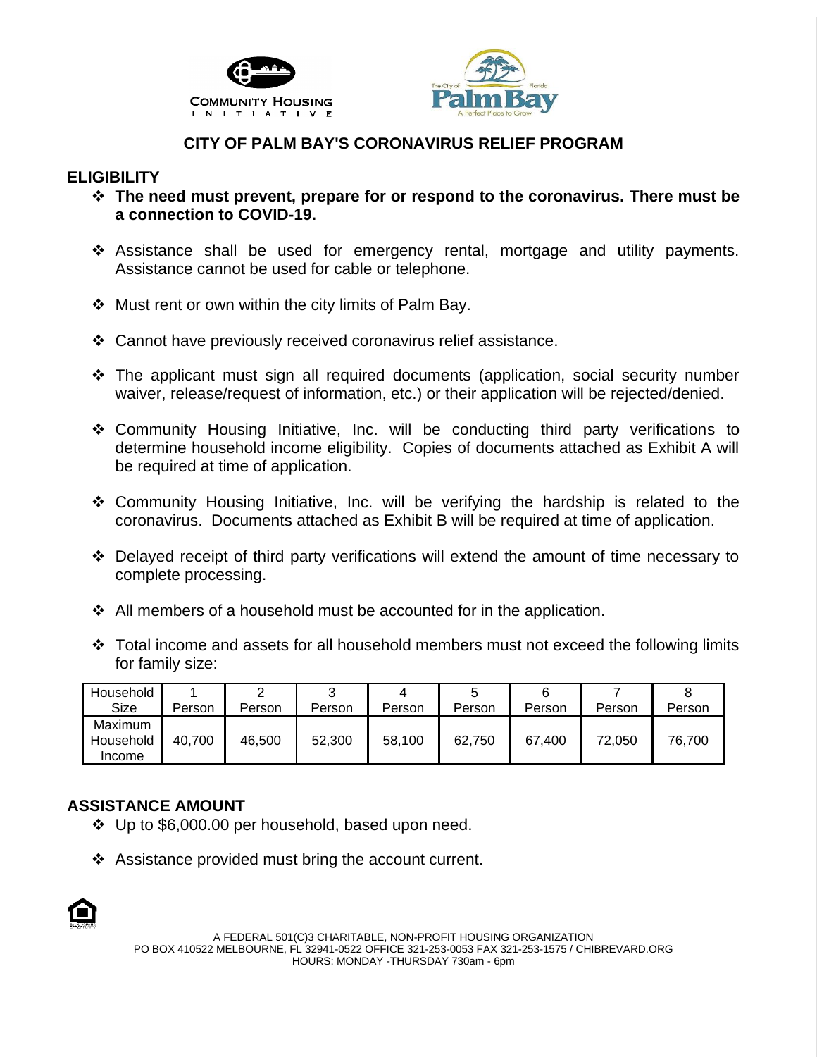# CITY OF PALM BAY'S CORONAVIRUS RELIEF PROGRAM

## ELIGIBILITY

- **The need must prevent, prepare for or respond to the coronavirus. There must be a connection to COVID-19.**
- Assistance shall be used for emergency rental, mortgage and utility payments. Assistance cannot be used for cable or telephone.
- Must rent or own within the city limits of Palm Bay.
- Cannot have previously received coronavirus relief assistance.
- The applicant must sign all required documents (application, social security number waiver, release/request of information, etc.) or their application will be rejected/denied.
- Community Housing Initiative, Inc. will be conducting third party verifications to determine household income eligibility. Copies of documents attached as Exhibit A will be required at time of application.
- Community Housing Initiative, Inc. will be verifying the hardship is related to the coronavirus. Documents attached as Exhibit B will be required at time of application.
- Delayed receipt of third party verifications will extend the amount of time necessary to complete processing.
- All members of a household must be accounted for in the application.
- Total income and assets for all household members must not exceed the following limits for family size:

| Household Size | 1 Person | 2 Person | 3 Person | 4 Person | 5 Person | 6 Person | 7 Person | 8 Person |
|---|---|---|---|---|---|---|---|---|
| Maximum Household Income | 40,700 | 46,500 | 52,300 | 58,100 | 62,750 | 67,400 | 72,050 | 76,700 |

## ASSISTANCE AMOUNT

- Up to $6,000.00 per household, based upon need.
- Assistance provided must bring the account current.

A FEDERAL 501(C)3 CHARITABLE, NON-PROFIT HOUSING ORGANIZATION
PO BOX 410522 MELBOURNE, FL 32941-0522 OFFICE 321-253-0053 FAX 321-253-1575 / CHIBREVARD.ORG
HOURS: MONDAY -THURSDAY 730am - 6pm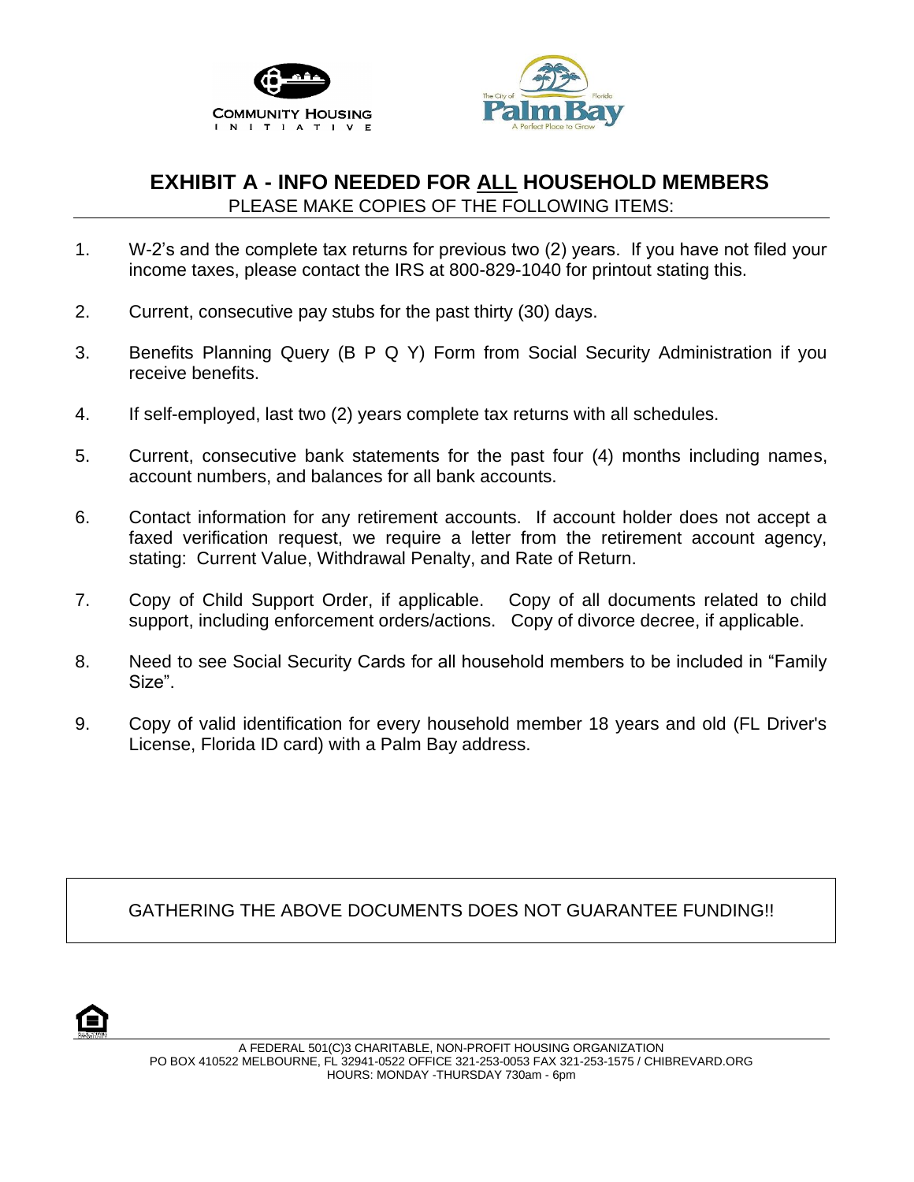# EXHIBIT A - INFO NEEDED FOR ALL HOUSEHOLD MEMBERS

PLEASE MAKE COPIES OF THE FOLLOWING ITEMS:

1. W-2's and the complete tax returns for previous two (2) years. If you have not filed your income taxes, please contact the IRS at 800-829-1040 for printout stating this.

2. Current, consecutive pay stubs for the past thirty (30) days.

3. Benefits Planning Query (B P Q Y) Form from Social Security Administration if you receive benefits.

4. If self-employed, last two (2) years complete tax returns with all schedules.

5. Current, consecutive bank statements for the past four (4) months including names, account numbers, and balances for all bank accounts.

6. Contact information for any retirement accounts. If account holder does not accept a faxed verification request, we require a letter from the retirement account agency, stating: Current Value, Withdrawal Penalty, and Rate of Return.

7. Copy of Child Support Order, if applicable. Copy of all documents related to child support, including enforcement orders/actions. Copy of divorce decree, if applicable.

8. Need to see Social Security Cards for all household members to be included in "Family Size".

9. Copy of valid identification for every household member 18 years and old (FL Driver's License, Florida ID card) with a Palm Bay address.

GATHERING THE ABOVE DOCUMENTS DOES NOT GUARANTEE FUNDING!!

A FEDERAL 501(C)3 CHARITABLE, NON-PROFIT HOUSING ORGANIZATION
PO BOX 410522 MELBOURNE, FL 32941-0522 OFFICE 321-253-0053 FAX 321-253-1575 / CHIBREVARD.ORG
HOURS: MONDAY -THURSDAY 730am - 6pm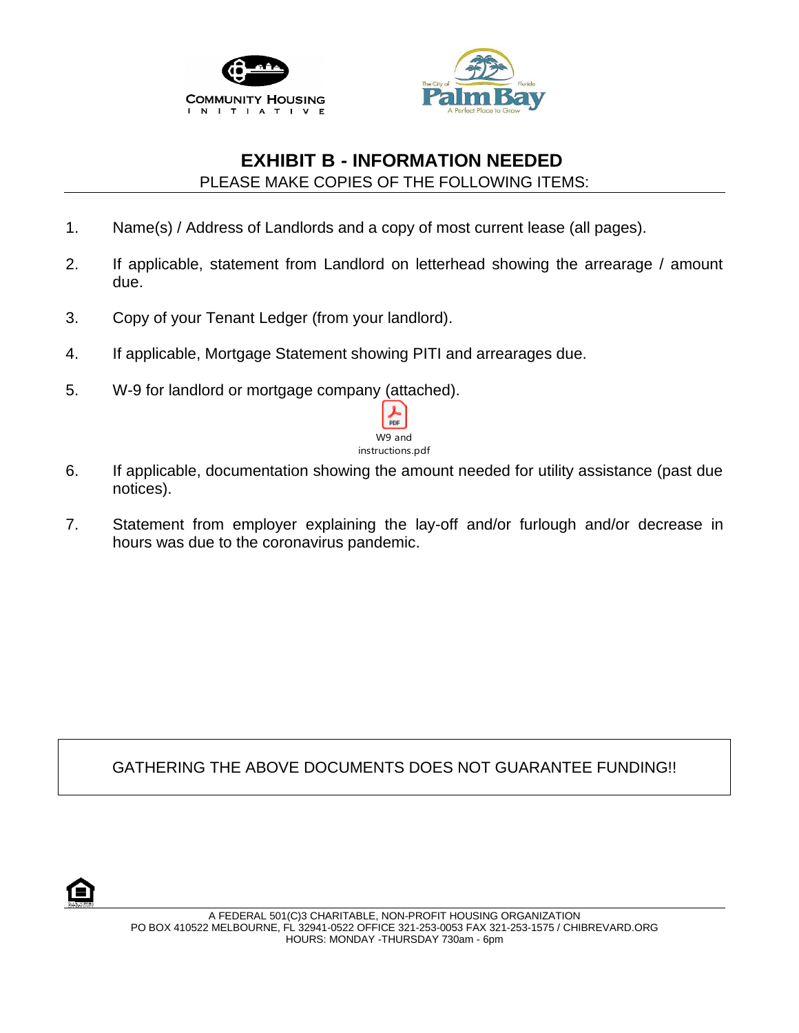# EXHIBIT B - INFORMATION NEEDED

PLEASE MAKE COPIES OF THE FOLLOWING ITEMS:

1. Name(s) / Address of Landlords and a copy of most current lease (all pages).
2. If applicable, statement from Landlord on letterhead showing the arrearage / amount due.
3. Copy of your Tenant Ledger (from your landlord).
4. If applicable, Mortgage Statement showing PITI and arrearages due.
5. W-9 for landlord or mortgage company (attached).

   W9 and instructions.pdf

6. If applicable, documentation showing the amount needed for utility assistance (past due notices).
7. Statement from employer explaining the lay-off and/or furlough and/or decrease in hours was due to the coronavirus pandemic.

GATHERING THE ABOVE DOCUMENTS DOES NOT GUARANTEE FUNDING!!

A FEDERAL 501(C)3 CHARITABLE, NON-PROFIT HOUSING ORGANIZATION
PO BOX 410522 MELBOURNE, FL 32941-0522 OFFICE 321-253-0053 FAX 321-253-1575 / CHIBREVARD.ORG
HOURS: MONDAY -THURSDAY 730am - 6pm